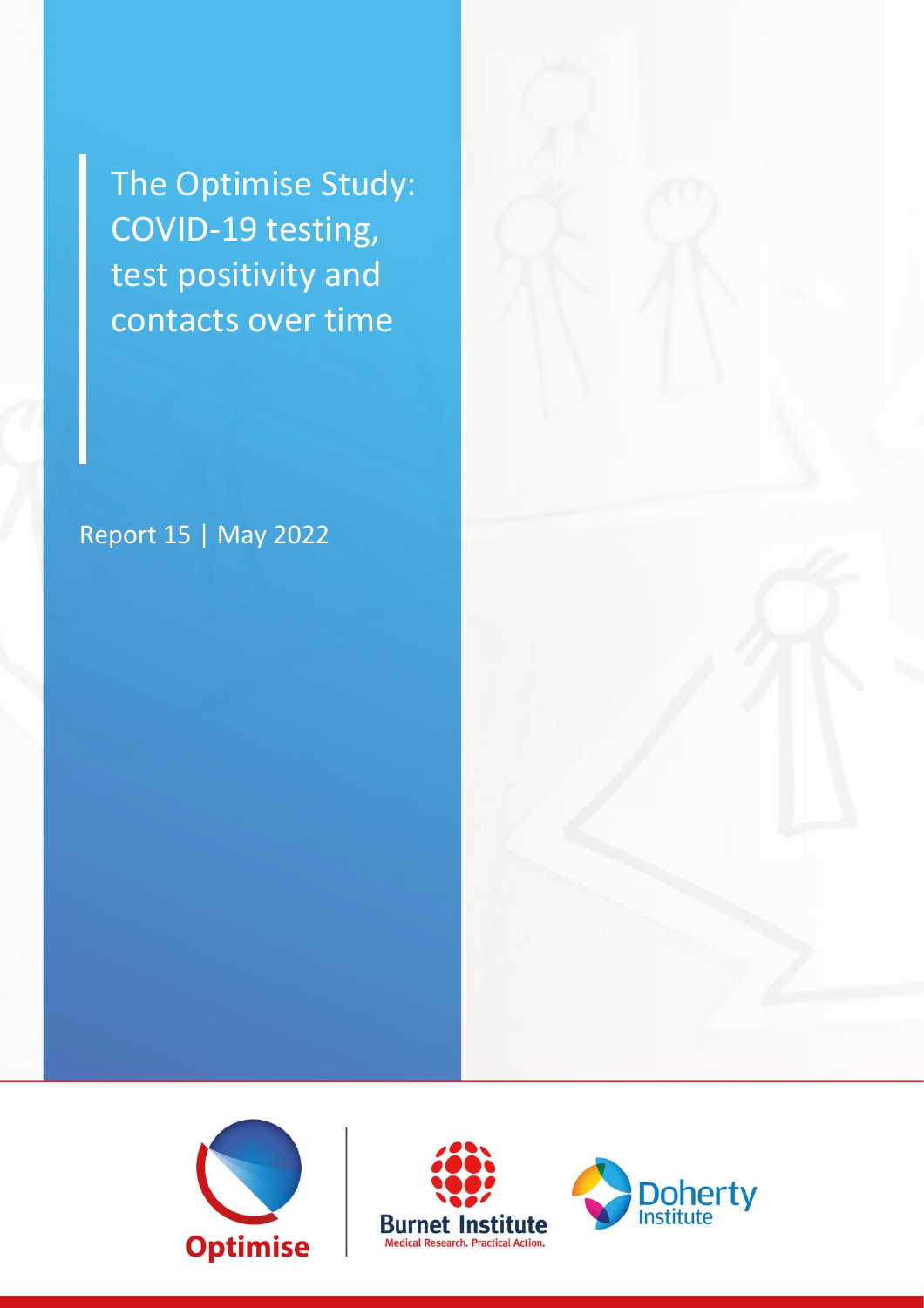# The Optimise Study: COVID-19 testing, test positivity and contacts over time

Report 15 | May 2022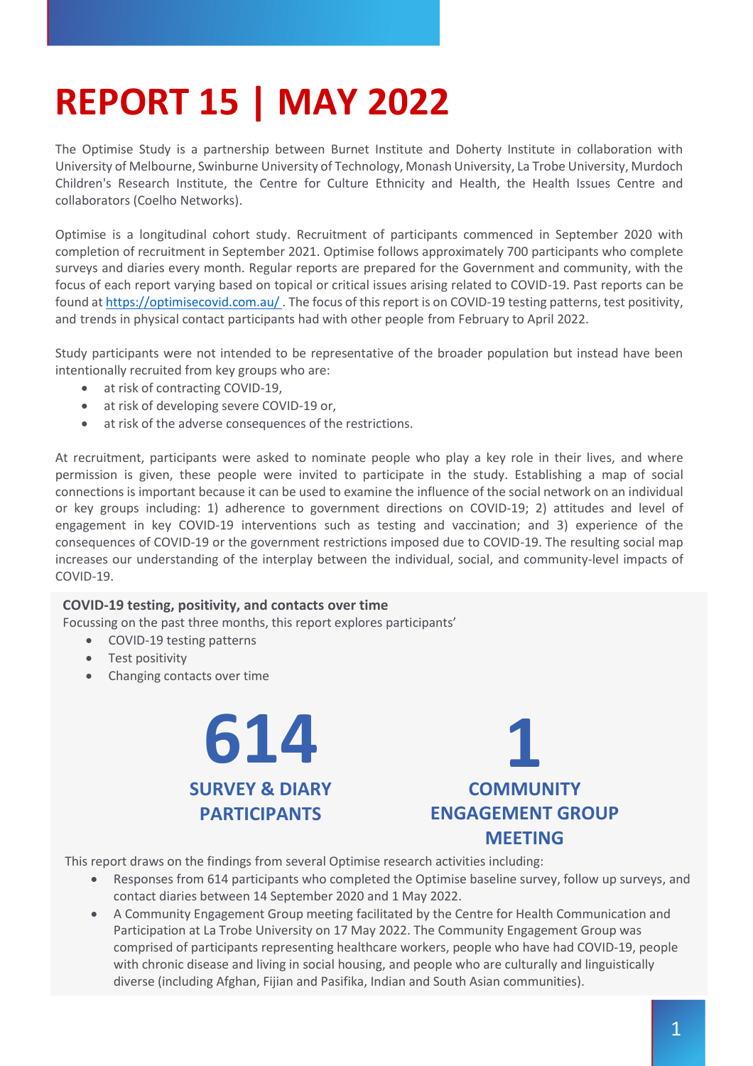# REPORT 15 | MAY 2022

The Optimise Study is a partnership between Burnet Institute and Doherty Institute in collaboration with University of Melbourne, Swinburne University of Technology, Monash University, La Trobe University, Murdoch Children's Research Institute, the Centre for Culture Ethnicity and Health, the Health Issues Centre and collaborators (Coelho Networks).

Optimise is a longitudinal cohort study. Recruitment of participants commenced in September 2020 with completion of recruitment in September 2021. Optimise follows approximately 700 participants who complete surveys and diaries every month. Regular reports are prepared for the Government and community, with the focus of each report varying based on topical or critical issues arising related to COVID-19. Past reports can be found at https://optimisecovid.com.au/ . The focus of this report is on COVID-19 testing patterns, test positivity, and trends in physical contact participants had with other people from February to April 2022.

Study participants were not intended to be representative of the broader population but instead have been intentionally recruited from key groups who are:

- at risk of contracting COVID-19,
- at risk of developing severe COVID-19 or,
- at risk of the adverse consequences of the restrictions.

At recruitment, participants were asked to nominate people who play a key role in their lives, and where permission is given, these people were invited to participate in the study. Establishing a map of social connections is important because it can be used to examine the influence of the social network on an individual or key groups including: 1) adherence to government directions on COVID-19; 2) attitudes and level of engagement in key COVID-19 interventions such as testing and vaccination; and 3) experience of the consequences of COVID-19 or the government restrictions imposed due to COVID-19. The resulting social map increases our understanding of the interplay between the individual, social, and community-level impacts of COVID-19.

**COVID-19 testing, positivity, and contacts over time**

Focussing on the past three months, this report explores participants'

- COVID-19 testing patterns
- Test positivity
- Changing contacts over time

**614**
**SURVEY & DIARY PARTICIPANTS**

**1**
**COMMUNITY ENGAGEMENT GROUP MEETING**

This report draws on the findings from several Optimise research activities including:

- Responses from 614 participants who completed the Optimise baseline survey, follow up surveys, and contact diaries between 14 September 2020 and 1 May 2022.
- A Community Engagement Group meeting facilitated by the Centre for Health Communication and Participation at La Trobe University on 17 May 2022. The Community Engagement Group was comprised of participants representing healthcare workers, people who have had COVID-19, people with chronic disease and living in social housing, and people who are culturally and linguistically diverse (including Afghan, Fijian and Pasifika, Indian and South Asian communities).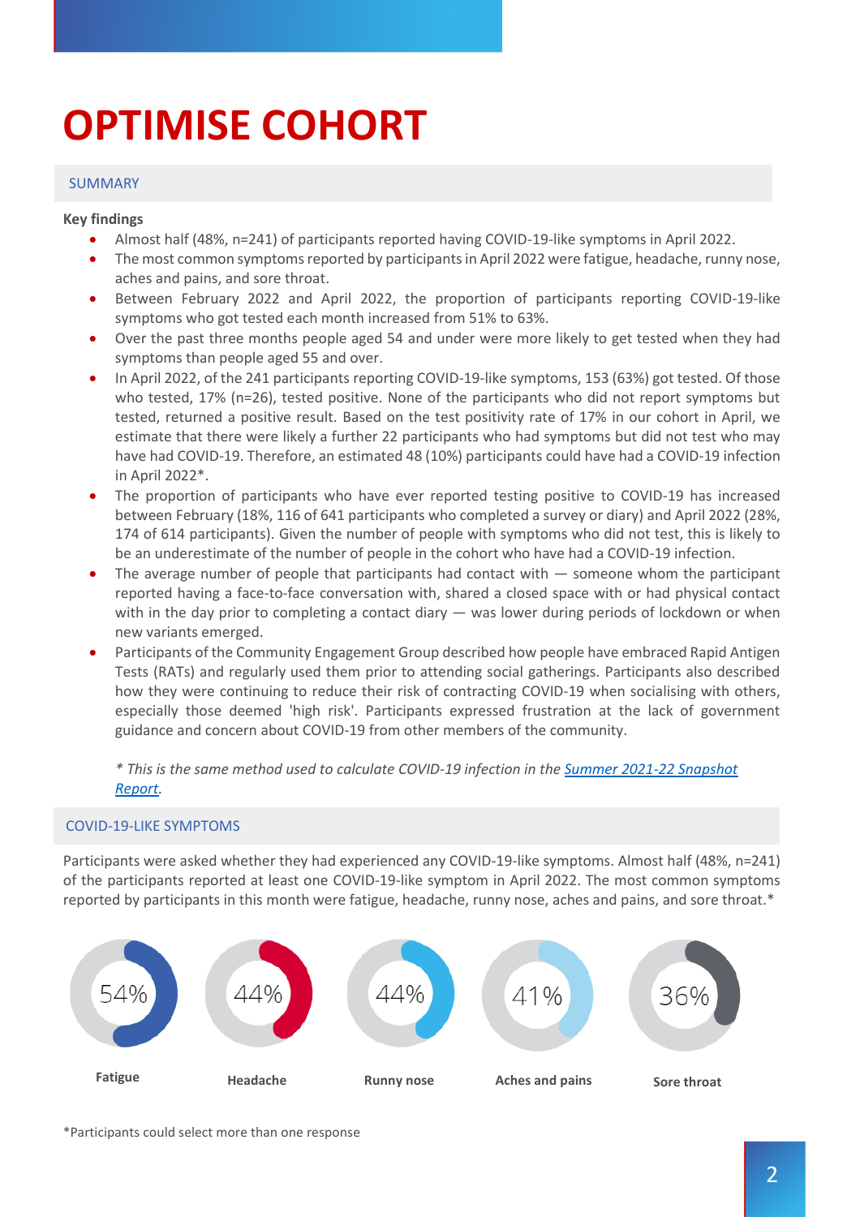# OPTIMISE COHORT

## SUMMARY

**Key findings**

- Almost half (48%, n=241) of participants reported having COVID-19-like symptoms in April 2022.
- The most common symptoms reported by participants in April 2022 were fatigue, headache, runny nose, aches and pains, and sore throat.
- Between February 2022 and April 2022, the proportion of participants reporting COVID-19-like symptoms who got tested each month increased from 51% to 63%.
- Over the past three months people aged 54 and under were more likely to get tested when they had symptoms than people aged 55 and over.
- In April 2022, of the 241 participants reporting COVID-19-like symptoms, 153 (63%) got tested. Of those who tested, 17% (n=26), tested positive. None of the participants who did not report symptoms but tested, returned a positive result. Based on the test positivity rate of 17% in our cohort in April, we estimate that there were likely a further 22 participants who had symptoms but did not test who may have had COVID-19. Therefore, an estimated 48 (10%) participants could have had a COVID-19 infection in April 2022*.
- The proportion of participants who have ever reported testing positive to COVID-19 has increased between February (18%, 116 of 641 participants who completed a survey or diary) and April 2022 (28%, 174 of 614 participants). Given the number of people with symptoms who did not test, this is likely to be an underestimate of the number of people in the cohort who have had a COVID-19 infection.
- The average number of people that participants had contact with — someone whom the participant reported having a face-to-face conversation with, shared a closed space with or had physical contact with in the day prior to completing a contact diary — was lower during periods of lockdown or when new variants emerged.
- Participants of the Community Engagement Group described how people have embraced Rapid Antigen Tests (RATs) and regularly used them prior to attending social gatherings. Participants also described how they were continuing to reduce their risk of contracting COVID-19 when socialising with others, especially those deemed 'high risk'. Participants expressed frustration at the lack of government guidance and concern about COVID-19 from other members of the community.

*\* This is the same method used to calculate COVID-19 infection in the [Summer 2021-22 Snapshot Report](Summer 2021-22 Snapshot Report).*

## COVID-19-LIKE SYMPTOMS

Participants were asked whether they had experienced any COVID-19-like symptoms. Almost half (48%, n=241) of the participants reported at least one COVID-19-like symptom in April 2022. The most common symptoms reported by participants in this month were fatigue, headache, runny nose, aches and pains, and sore throat.*

| Fatigue | Headache | Runny nose | Aches and pains | Sore throat |
|---|---|---|---|---|
| 54% | 44% | 44% | 41% | 36% |

*Participants could select more than one response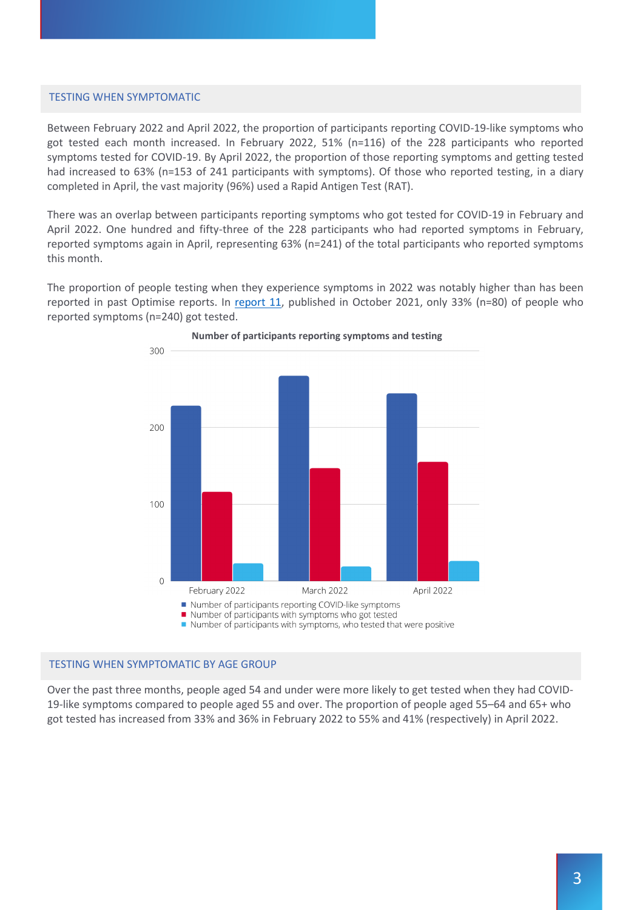## TESTING WHEN SYMPTOMATIC

Between February 2022 and April 2022, the proportion of participants reporting COVID-19-like symptoms who got tested each month increased. In February 2022, 51% (n=116) of the 228 participants who reported symptoms tested for COVID-19. By April 2022, the proportion of those reporting symptoms and getting tested had increased to 63% (n=153 of 241 participants with symptoms). Of those who reported testing, in a diary completed in April, the vast majority (96%) used a Rapid Antigen Test (RAT).

There was an overlap between participants reporting symptoms who got tested for COVID-19 in February and April 2022. One hundred and fifty-three of the 228 participants who had reported symptoms in February, reported symptoms again in April, representing 63% (n=241) of the total participants who reported symptoms this month.

The proportion of people testing when they experience symptoms in 2022 was notably higher than has been reported in past Optimise reports. In report 11, published in October 2021, only 33% (n=80) of people who reported symptoms (n=240) got tested.

**Number of participants reporting symptoms and testing**

- Number of participants reporting COVID-like symptoms
- Number of participants with symptoms who got tested
- Number of participants with symptoms, who tested that were positive

## TESTING WHEN SYMPTOMATIC BY AGE GROUP

Over the past three months, people aged 54 and under were more likely to get tested when they had COVID-19-like symptoms compared to people aged 55 and over. The proportion of people aged 55–64 and 65+ who got tested has increased from 33% and 36% in February 2022 to 55% and 41% (respectively) in April 2022.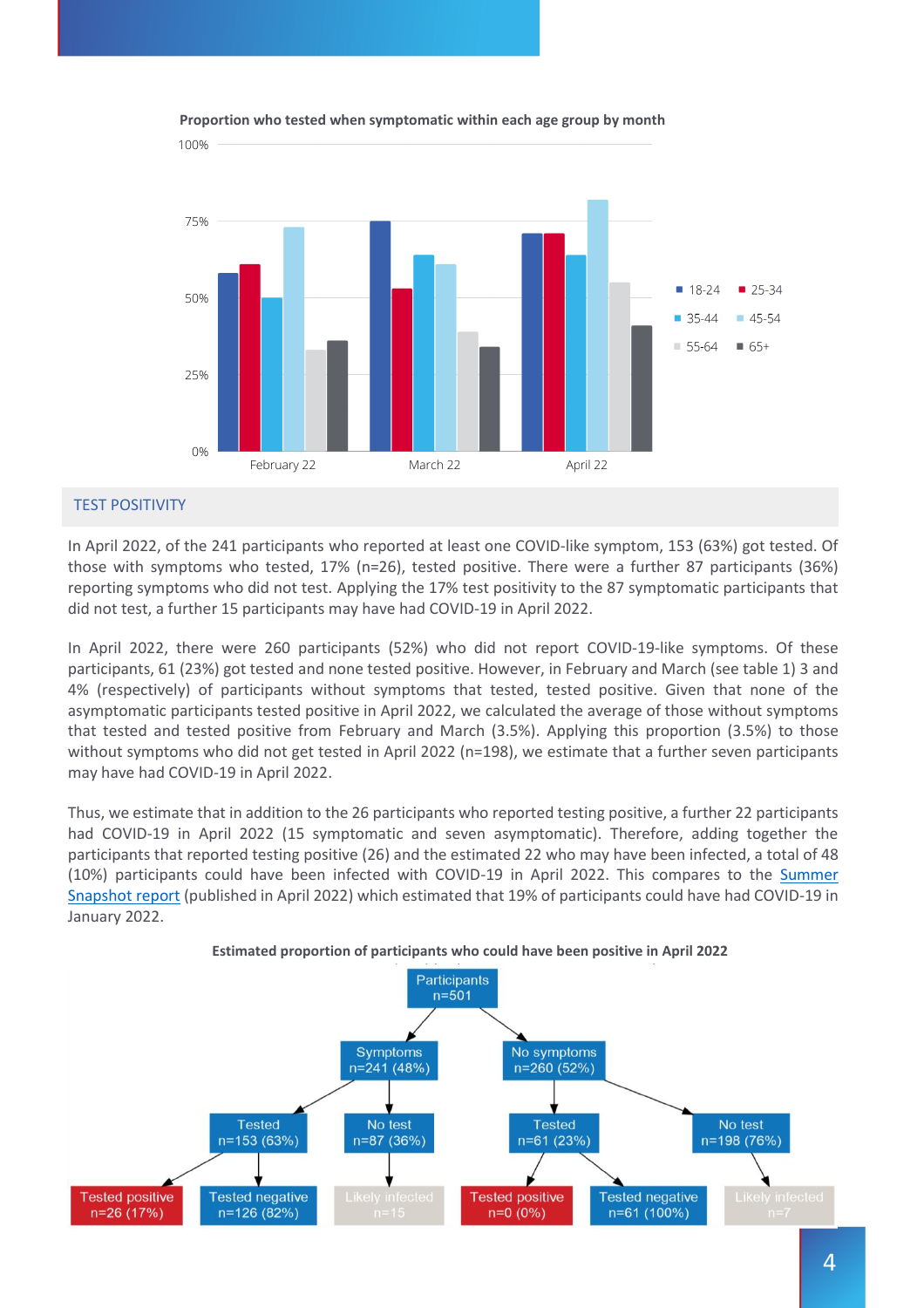**Proportion who tested when symptomatic within each age group by month**

## TEST POSITIVITY

In April 2022, of the 241 participants who reported at least one COVID-like symptom, 153 (63%) got tested. Of those with symptoms who tested, 17% (n=26), tested positive. There were a further 87 participants (36%) reporting symptoms who did not test. Applying the 17% test positivity to the 87 symptomatic participants that did not test, a further 15 participants may have had COVID-19 in April 2022.

In April 2022, there were 260 participants (52%) who did not report COVID-19-like symptoms. Of these participants, 61 (23%) got tested and none tested positive. However, in February and March (see table 1) 3 and 4% (respectively) of participants without symptoms that tested, tested positive. Given that none of the asymptomatic participants tested positive in April 2022, we calculated the average of those without symptoms that tested and tested positive from February and March (3.5%). Applying this proportion (3.5%) to those without symptoms who did not get tested in April 2022 (n=198), we estimate that a further seven participants may have had COVID-19 in April 2022.

Thus, we estimate that in addition to the 26 participants who reported testing positive, a further 22 participants had COVID-19 in April 2022 (15 symptomatic and seven asymptomatic). Therefore, adding together the participants that reported testing positive (26) and the estimated 22 who may have been infected, a total of 48 (10%) participants could have been infected with COVID-19 in April 2022. This compares to the Summer Snapshot report (published in April 2022) which estimated that 19% of participants could have had COVID-19 in January 2022.

**Estimated proportion of participants who could have been positive in April 2022**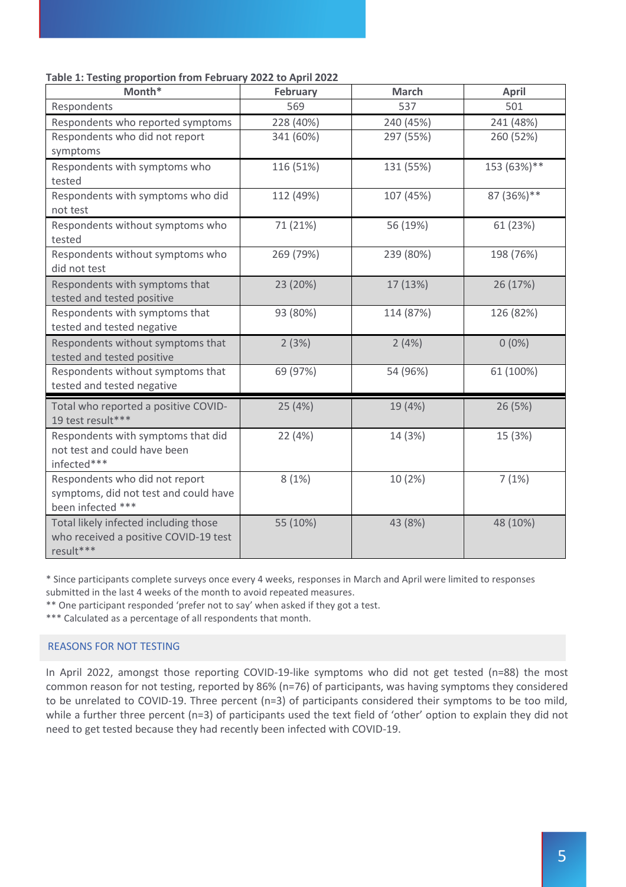**Table 1: Testing proportion from February 2022 to April 2022**

| Month* | February | March | April |
|---|---|---|---|
| Respondents | 569 | 537 | 501 |
| Respondents who reported symptoms | 228 (40%) | 240 (45%) | 241 (48%) |
| Respondents who did not report symptoms | 341 (60%) | 297 (55%) | 260 (52%) |
| Respondents with symptoms who tested | 116 (51%) | 131 (55%) | 153 (63%)** |
| Respondents with symptoms who did not test | 112 (49%) | 107 (45%) | 87 (36%)** |
| Respondents without symptoms who tested | 71 (21%) | 56 (19%) | 61 (23%) |
| Respondents without symptoms who did not test | 269 (79%) | 239 (80%) | 198 (76%) |
| Respondents with symptoms that tested and tested positive | 23 (20%) | 17 (13%) | 26 (17%) |
| Respondents with symptoms that tested and tested negative | 93 (80%) | 114 (87%) | 126 (82%) |
| Respondents without symptoms that tested and tested positive | 2 (3%) | 2 (4%) | 0 (0%) |
| Respondents without symptoms that tested and tested negative | 69 (97%) | 54 (96%) | 61 (100%) |
| Total who reported a positive COVID-19 test result*** | 25 (4%) | 19 (4%) | 26 (5%) |
| Respondents with symptoms that did not test and could have been infected*** | 22 (4%) | 14 (3%) | 15 (3%) |
| Respondents who did not report symptoms, did not test and could have been infected *** | 8 (1%) | 10 (2%) | 7 (1%) |
| Total likely infected including those who received a positive COVID-19 test result*** | 55 (10%) | 43 (8%) | 48 (10%) |

\* Since participants complete surveys once every 4 weeks, responses in March and April were limited to responses submitted in the last 4 weeks of the month to avoid repeated measures.

** One participant responded 'prefer not to say' when asked if they got a test.

*** Calculated as a percentage of all respondents that month.

## REASONS FOR NOT TESTING

In April 2022, amongst those reporting COVID-19-like symptoms who did not get tested (n=88) the most common reason for not testing, reported by 86% (n=76) of participants, was having symptoms they considered to be unrelated to COVID-19. Three percent (n=3) of participants considered their symptoms to be too mild, while a further three percent (n=3) of participants used the text field of 'other' option to explain they did not need to get tested because they had recently been infected with COVID-19.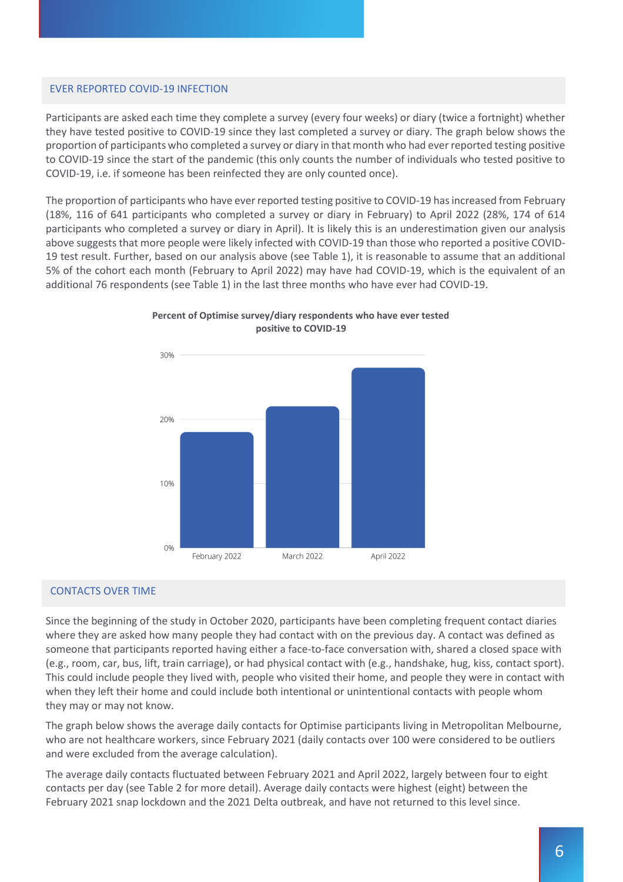## EVER REPORTED COVID-19 INFECTION

Participants are asked each time they complete a survey (every four weeks) or diary (twice a fortnight) whether they have tested positive to COVID-19 since they last completed a survey or diary. The graph below shows the proportion of participants who completed a survey or diary in that month who had ever reported testing positive to COVID-19 since the start of the pandemic (this only counts the number of individuals who tested positive to COVID-19, i.e. if someone has been reinfected they are only counted once).

The proportion of participants who have ever reported testing positive to COVID-19 has increased from February (18%, 116 of 641 participants who completed a survey or diary in February) to April 2022 (28%, 174 of 614 participants who completed a survey or diary in April). It is likely this is an underestimation given our analysis above suggests that more people were likely infected with COVID-19 than those who reported a positive COVID-19 test result. Further, based on our analysis above (see Table 1), it is reasonable to assume that an additional 5% of the cohort each month (February to April 2022) may have had COVID-19, which is the equivalent of an additional 76 respondents (see Table 1) in the last three months who have ever had COVID-19.

**Percent of Optimise survey/diary respondents who have ever tested positive to COVID-19**

| Month | Percent |
|---|---|
| February 2022 | 18% |
| March 2022 | 22% |
| April 2022 | 28% |

## CONTACTS OVER TIME

Since the beginning of the study in October 2020, participants have been completing frequent contact diaries where they are asked how many people they had contact with on the previous day. A contact was defined as someone that participants reported having either a face-to-face conversation with, shared a closed space with (e.g., room, car, bus, lift, train carriage), or had physical contact with (e.g., handshake, hug, kiss, contact sport). This could include people they lived with, people who visited their home, and people they were in contact with when they left their home and could include both intentional or unintentional contacts with people whom they may or may not know.

The graph below shows the average daily contacts for Optimise participants living in Metropolitan Melbourne, who are not healthcare workers, since February 2021 (daily contacts over 100 were considered to be outliers and were excluded from the average calculation).

The average daily contacts fluctuated between February 2021 and April 2022, largely between four to eight contacts per day (see Table 2 for more detail). Average daily contacts were highest (eight) between the February 2021 snap lockdown and the 2021 Delta outbreak, and have not returned to this level since.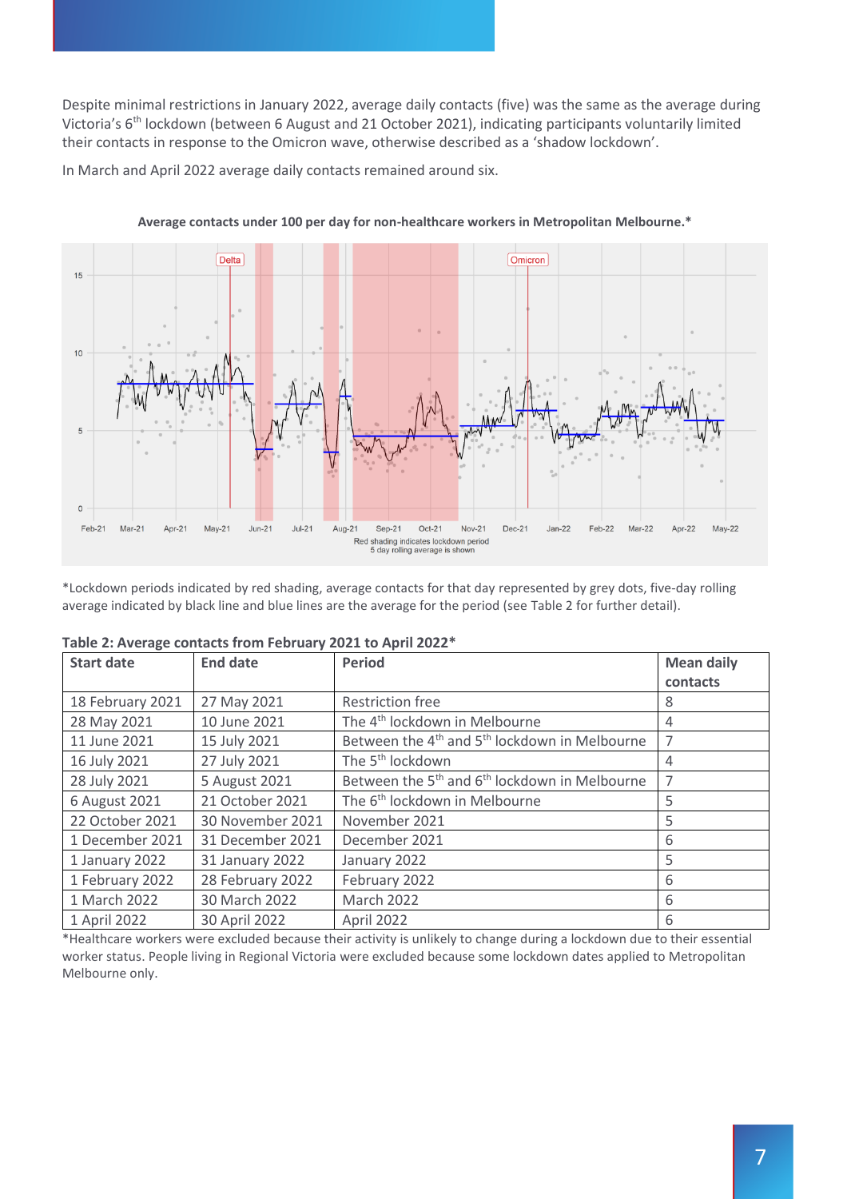Despite minimal restrictions in January 2022, average daily contacts (five) was the same as the average during Victoria's 6th lockdown (between 6 August and 21 October 2021), indicating participants voluntarily limited their contacts in response to the Omicron wave, otherwise described as a 'shadow lockdown'.

In March and April 2022 average daily contacts remained around six.

**Average contacts under 100 per day for non-healthcare workers in Metropolitan Melbourne.***

*Lockdown periods indicated by red shading, average contacts for that day represented by grey dots, five-day rolling average indicated by black line and blue lines are the average for the period (see Table 2 for further detail).

**Table 2: Average contacts from February 2021 to April 2022***

| Start date | End date | Period | Mean daily contacts |
|---|---|---|---|
| 18 February 2021 | 27 May 2021 | Restriction free | 8 |
| 28 May 2021 | 10 June 2021 | The 4th lockdown in Melbourne | 4 |
| 11 June 2021 | 15 July 2021 | Between the 4th and 5th lockdown in Melbourne | 7 |
| 16 July 2021 | 27 July 2021 | The 5th lockdown | 4 |
| 28 July 2021 | 5 August 2021 | Between the 5th and 6th lockdown in Melbourne | 7 |
| 6 August 2021 | 21 October 2021 | The 6th lockdown in Melbourne | 5 |
| 22 October 2021 | 30 November 2021 | November 2021 | 5 |
| 1 December 2021 | 31 December 2021 | December 2021 | 6 |
| 1 January 2022 | 31 January 2022 | January 2022 | 5 |
| 1 February 2022 | 28 February 2022 | February 2022 | 6 |
| 1 March 2022 | 30 March 2022 | March 2022 | 6 |
| 1 April 2022 | 30 April 2022 | April 2022 | 6 |

*Healthcare workers were excluded because their activity is unlikely to change during a lockdown due to their essential worker status. People living in Regional Victoria were excluded because some lockdown dates applied to Metropolitan Melbourne only.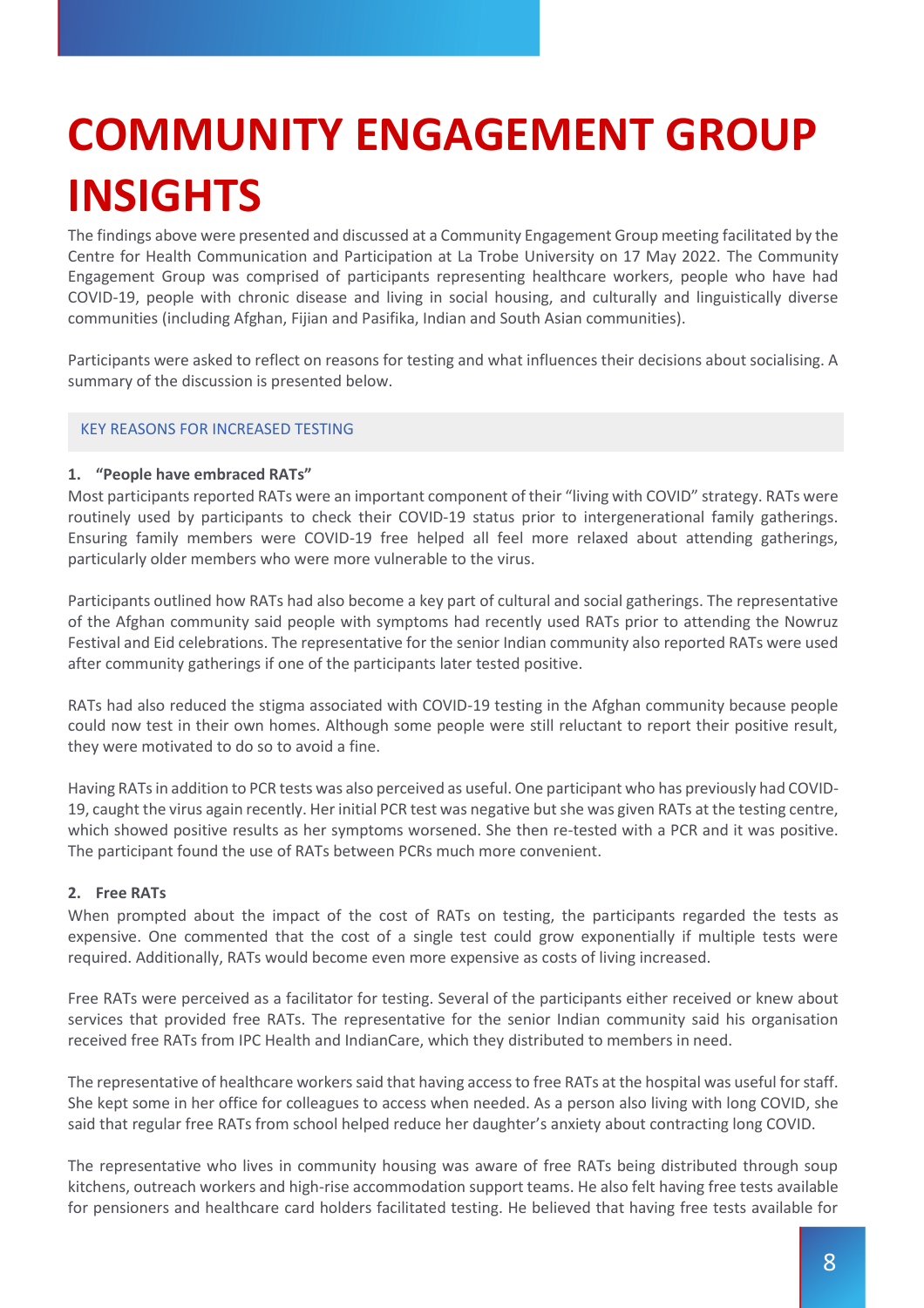# COMMUNITY ENGAGEMENT GROUP INSIGHTS

The findings above were presented and discussed at a Community Engagement Group meeting facilitated by the Centre for Health Communication and Participation at La Trobe University on 17 May 2022. The Community Engagement Group was comprised of participants representing healthcare workers, people who have had COVID-19, people with chronic disease and living in social housing, and culturally and linguistically diverse communities (including Afghan, Fijian and Pasifika, Indian and South Asian communities).

Participants were asked to reflect on reasons for testing and what influences their decisions about socialising. A summary of the discussion is presented below.

## KEY REASONS FOR INCREASED TESTING

**1. "People have embraced RATs"**

Most participants reported RATs were an important component of their "living with COVID" strategy. RATs were routinely used by participants to check their COVID-19 status prior to intergenerational family gatherings. Ensuring family members were COVID-19 free helped all feel more relaxed about attending gatherings, particularly older members who were more vulnerable to the virus.

Participants outlined how RATs had also become a key part of cultural and social gatherings. The representative of the Afghan community said people with symptoms had recently used RATs prior to attending the Nowruz Festival and Eid celebrations. The representative for the senior Indian community also reported RATs were used after community gatherings if one of the participants later tested positive.

RATs had also reduced the stigma associated with COVID-19 testing in the Afghan community because people could now test in their own homes. Although some people were still reluctant to report their positive result, they were motivated to do so to avoid a fine.

Having RATs in addition to PCR tests was also perceived as useful. One participant who has previously had COVID-19, caught the virus again recently. Her initial PCR test was negative but she was given RATs at the testing centre, which showed positive results as her symptoms worsened. She then re-tested with a PCR and it was positive. The participant found the use of RATs between PCRs much more convenient.

**2. Free RATs**

When prompted about the impact of the cost of RATs on testing, the participants regarded the tests as expensive. One commented that the cost of a single test could grow exponentially if multiple tests were required. Additionally, RATs would become even more expensive as costs of living increased.

Free RATs were perceived as a facilitator for testing. Several of the participants either received or knew about services that provided free RATs. The representative for the senior Indian community said his organisation received free RATs from IPC Health and IndianCare, which they distributed to members in need.

The representative of healthcare workers said that having access to free RATs at the hospital was useful for staff. She kept some in her office for colleagues to access when needed. As a person also living with long COVID, she said that regular free RATs from school helped reduce her daughter's anxiety about contracting long COVID.

The representative who lives in community housing was aware of free RATs being distributed through soup kitchens, outreach workers and high-rise accommodation support teams. He also felt having free tests available for pensioners and healthcare card holders facilitated testing. He believed that having free tests available for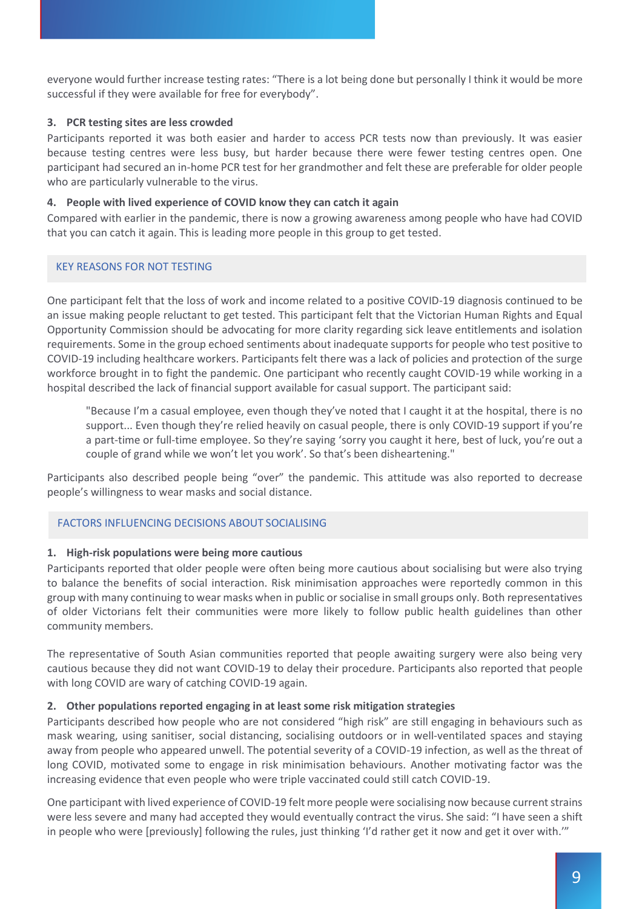everyone would further increase testing rates: “There is a lot being done but personally I think it would be more successful if they were available for free for everybody”.

**3. PCR testing sites are less crowded**

Participants reported it was both easier and harder to access PCR tests now than previously. It was easier because testing centres were less busy, but harder because there were fewer testing centres open. One participant had secured an in-home PCR test for her grandmother and felt these are preferable for older people who are particularly vulnerable to the virus.

**4. People with lived experience of COVID know they can catch it again**

Compared with earlier in the pandemic, there is now a growing awareness among people who have had COVID that you can catch it again. This is leading more people in this group to get tested.

## KEY REASONS FOR NOT TESTING

One participant felt that the loss of work and income related to a positive COVID-19 diagnosis continued to be an issue making people reluctant to get tested. This participant felt that the Victorian Human Rights and Equal Opportunity Commission should be advocating for more clarity regarding sick leave entitlements and isolation requirements. Some in the group echoed sentiments about inadequate supports for people who test positive to COVID-19 including healthcare workers. Participants felt there was a lack of policies and protection of the surge workforce brought in to fight the pandemic. One participant who recently caught COVID-19 while working in a hospital described the lack of financial support available for casual support. The participant said:

> "Because I’m a casual employee, even though they’ve noted that I caught it at the hospital, there is no support... Even though they’re relied heavily on casual people, there is only COVID-19 support if you’re a part-time or full-time employee. So they’re saying ‘sorry you caught it here, best of luck, you’re out a couple of grand while we won’t let you work’. So that’s been disheartening."

Participants also described people being “over” the pandemic. This attitude was also reported to decrease people’s willingness to wear masks and social distance.

## FACTORS INFLUENCING DECISIONS ABOUT SOCIALISING

**1. High-risk populations were being more cautious**

Participants reported that older people were often being more cautious about socialising but were also trying to balance the benefits of social interaction. Risk minimisation approaches were reportedly common in this group with many continuing to wear masks when in public or socialise in small groups only. Both representatives of older Victorians felt their communities were more likely to follow public health guidelines than other community members.

The representative of South Asian communities reported that people awaiting surgery were also being very cautious because they did not want COVID-19 to delay their procedure. Participants also reported that people with long COVID are wary of catching COVID-19 again.

**2. Other populations reported engaging in at least some risk mitigation strategies**

Participants described how people who are not considered “high risk” are still engaging in behaviours such as mask wearing, using sanitiser, social distancing, socialising outdoors or in well-ventilated spaces and staying away from people who appeared unwell. The potential severity of a COVID-19 infection, as well as the threat of long COVID, motivated some to engage in risk minimisation behaviours. Another motivating factor was the increasing evidence that even people who were triple vaccinated could still catch COVID-19.

One participant with lived experience of COVID-19 felt more people were socialising now because current strains were less severe and many had accepted they would eventually contract the virus. She said: “I have seen a shift in people who were [previously] following the rules, just thinking ‘I’d rather get it now and get it over with.’”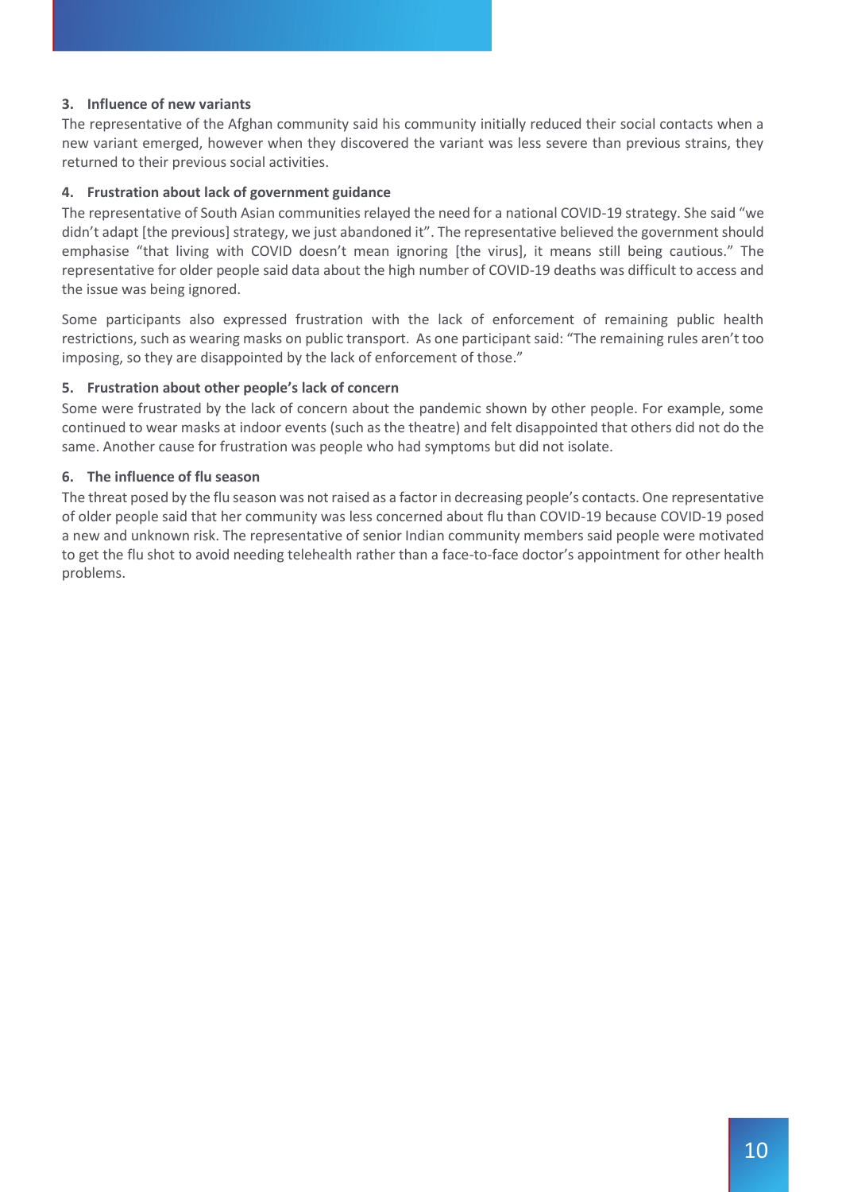### 3. Influence of new variants

The representative of the Afghan community said his community initially reduced their social contacts when a new variant emerged, however when they discovered the variant was less severe than previous strains, they returned to their previous social activities.

### 4. Frustration about lack of government guidance

The representative of South Asian communities relayed the need for a national COVID-19 strategy. She said "we didn't adapt [the previous] strategy, we just abandoned it". The representative believed the government should emphasise "that living with COVID doesn't mean ignoring [the virus], it means still being cautious." The representative for older people said data about the high number of COVID-19 deaths was difficult to access and the issue was being ignored.

Some participants also expressed frustration with the lack of enforcement of remaining public health restrictions, such as wearing masks on public transport. As one participant said: "The remaining rules aren't too imposing, so they are disappointed by the lack of enforcement of those."

### 5. Frustration about other people's lack of concern

Some were frustrated by the lack of concern about the pandemic shown by other people. For example, some continued to wear masks at indoor events (such as the theatre) and felt disappointed that others did not do the same. Another cause for frustration was people who had symptoms but did not isolate.

### 6. The influence of flu season

The threat posed by the flu season was not raised as a factor in decreasing people's contacts. One representative of older people said that her community was less concerned about flu than COVID-19 because COVID-19 posed a new and unknown risk. The representative of senior Indian community members said people were motivated to get the flu shot to avoid needing telehealth rather than a face-to-face doctor's appointment for other health problems.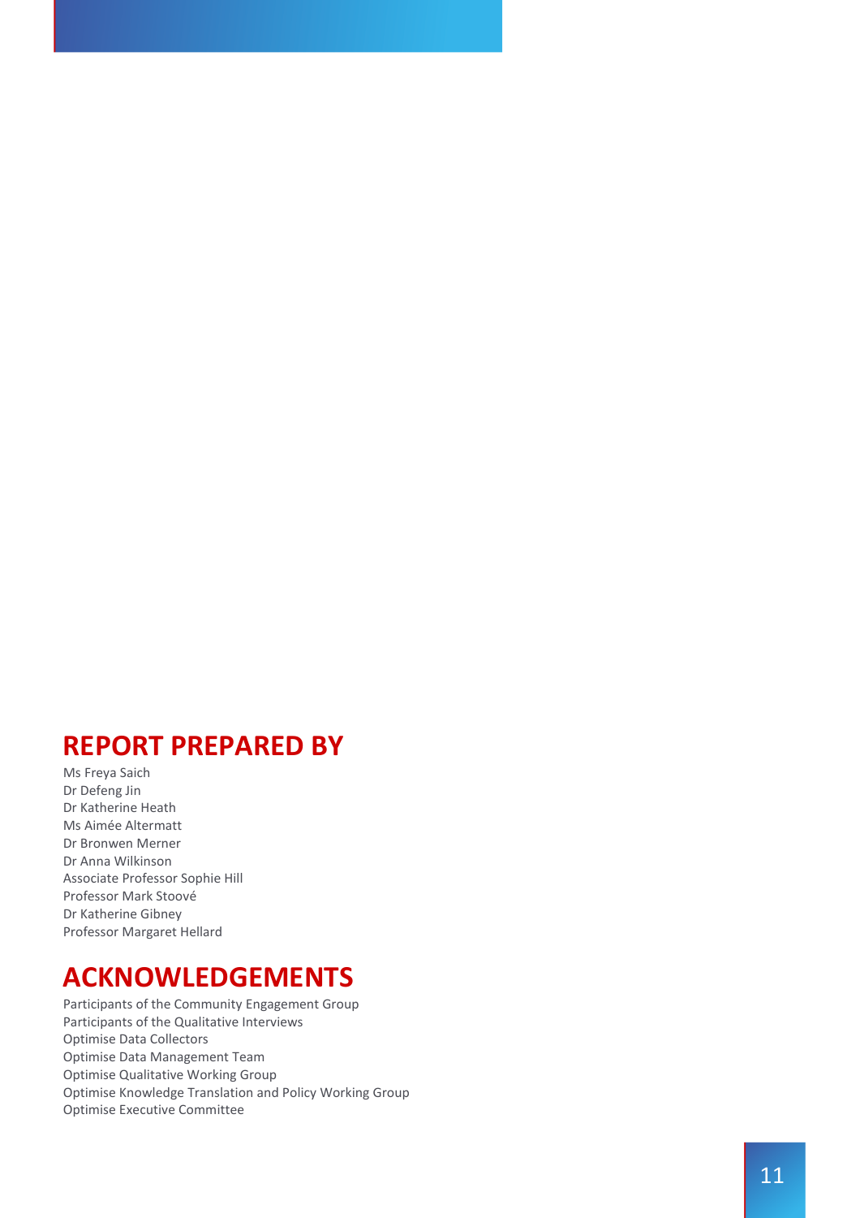## REPORT PREPARED BY

Ms Freya Saich
Dr Defeng Jin
Dr Katherine Heath
Ms Aimée Altermatt
Dr Bronwen Merner
Dr Anna Wilkinson
Associate Professor Sophie Hill
Professor Mark Stoové
Dr Katherine Gibney
Professor Margaret Hellard

## ACKNOWLEDGEMENTS

Participants of the Community Engagement Group
Participants of the Qualitative Interviews
Optimise Data Collectors
Optimise Data Management Team
Optimise Qualitative Working Group
Optimise Knowledge Translation and Policy Working Group
Optimise Executive Committee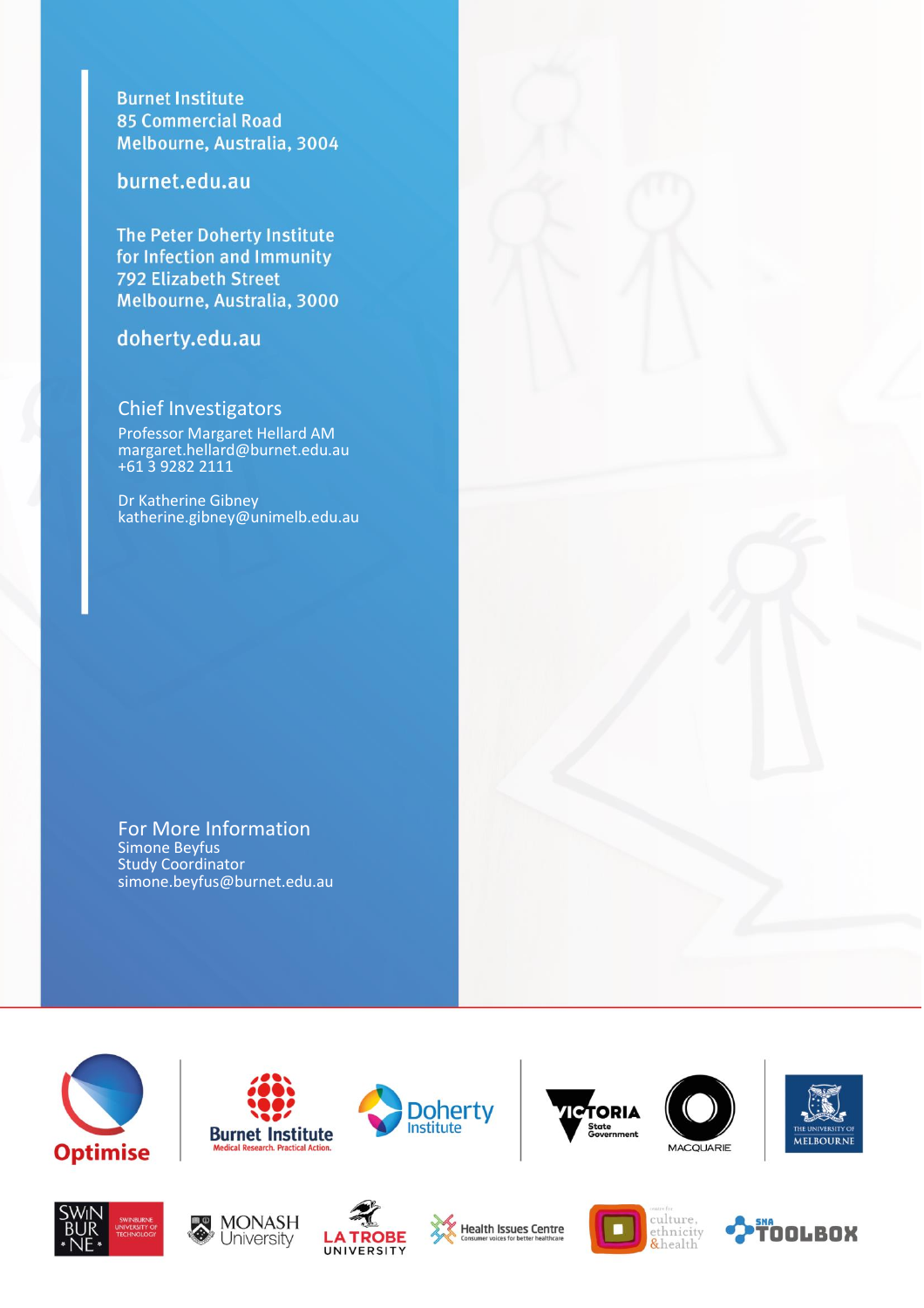Burnet Institute
85 Commercial Road
Melbourne, Australia, 3004

burnet.edu.au

The Peter Doherty Institute
for Infection and Immunity
792 Elizabeth Street
Melbourne, Australia, 3000

doherty.edu.au

## Chief Investigators

Professor Margaret Hellard AM
margaret.hellard@burnet.edu.au
+61 3 9282 2111

Dr Katherine Gibney
katherine.gibney@unimelb.edu.au

## For More Information

Simone Beyfus
Study Coordinator
simone.beyfus@burnet.edu.au